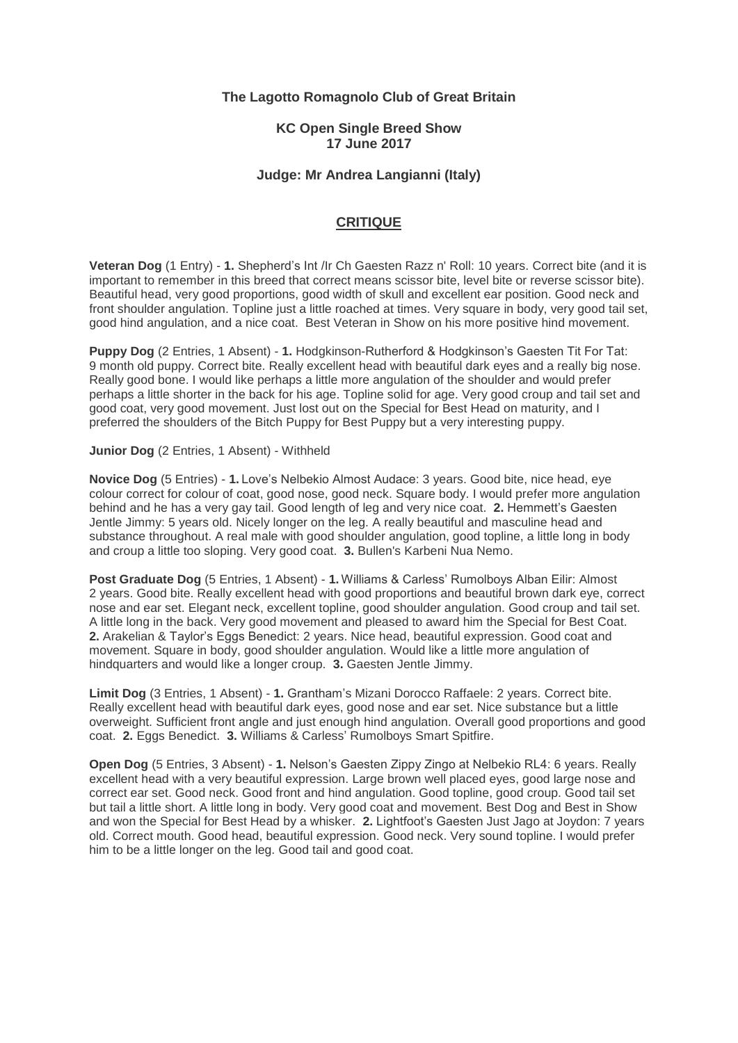**The Lagotto Romagnolo Club of Great Britain**

**KC Open Single Breed Show**
**17 June 2017**

**Judge: Mr Andrea Langianni (Italy)**

## CRITIQUE

**Veteran Dog** (1 Entry) - **1.** Shepherd's Int /Ir Ch Gaesten Razz n' Roll: 10 years. Correct bite (and it is important to remember in this breed that correct means scissor bite, level bite or reverse scissor bite). Beautiful head, very good proportions, good width of skull and excellent ear position. Good neck and front shoulder angulation. Topline just a little roached at times. Very square in body, very good tail set, good hind angulation, and a nice coat. Best Veteran in Show on his more positive hind movement.

**Puppy Dog** (2 Entries, 1 Absent) - **1.** Hodgkinson-Rutherford & Hodgkinson's Gaesten Tit For Tat: 9 month old puppy. Correct bite. Really excellent head with beautiful dark eyes and a really big nose. Really good bone. I would like perhaps a little more angulation of the shoulder and would prefer perhaps a little shorter in the back for his age. Topline solid for age. Very good croup and tail set and good coat, very good movement. Just lost out on the Special for Best Head on maturity, and I preferred the shoulders of the Bitch Puppy for Best Puppy but a very interesting puppy.

**Junior Dog** (2 Entries, 1 Absent) - Withheld

**Novice Dog** (5 Entries) - **1.** Love's Nelbekio Almost Audace: 3 years. Good bite, nice head, eye colour correct for colour of coat, good nose, good neck. Square body. I would prefer more angulation behind and he has a very gay tail. Good length of leg and very nice coat. **2.** Hemmett's Gaesten Jentle Jimmy: 5 years old. Nicely longer on the leg. A really beautiful and masculine head and substance throughout. A real male with good shoulder angulation, good topline, a little long in body and croup a little too sloping. Very good coat. **3.** Bullen's Karbeni Nua Nemo.

**Post Graduate Dog** (5 Entries, 1 Absent) - **1.** Williams & Carless' Rumolboys Alban Eilir: Almost 2 years. Good bite. Really excellent head with good proportions and beautiful brown dark eye, correct nose and ear set. Elegant neck, excellent topline, good shoulder angulation. Good croup and tail set. A little long in the back. Very good movement and pleased to award him the Special for Best Coat. **2.** Arakelian & Taylor's Eggs Benedict: 2 years. Nice head, beautiful expression. Good coat and movement. Square in body, good shoulder angulation. Would like a little more angulation of hindquarters and would like a longer croup. **3.** Gaesten Jentle Jimmy.

**Limit Dog** (3 Entries, 1 Absent) - **1.** Grantham's Mizani Dorocco Raffaele: 2 years. Correct bite. Really excellent head with beautiful dark eyes, good nose and ear set. Nice substance but a little overweight. Sufficient front angle and just enough hind angulation. Overall good proportions and good coat. **2.** Eggs Benedict. **3.** Williams & Carless' Rumolboys Smart Spitfire.

**Open Dog** (5 Entries, 3 Absent) - **1.** Nelson's Gaesten Zippy Zingo at Nelbekio RL4: 6 years. Really excellent head with a very beautiful expression. Large brown well placed eyes, good large nose and correct ear set. Good neck. Good front and hind angulation. Good topline, good croup. Good tail set but tail a little short. A little long in body. Very good coat and movement. Best Dog and Best in Show and won the Special for Best Head by a whisker. **2.** Lightfoot's Gaesten Just Jago at Joydon: 7 years old. Correct mouth. Good head, beautiful expression. Good neck. Very sound topline. I would prefer him to be a little longer on the leg. Good tail and good coat.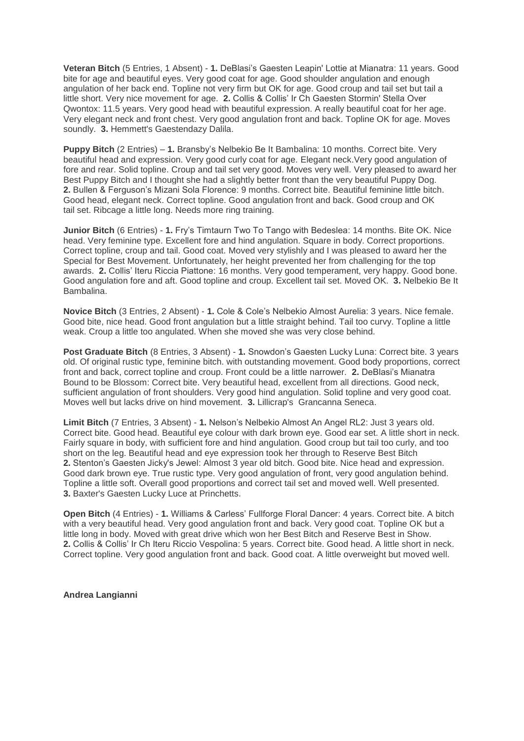**Veteran Bitch** (5 Entries, 1 Absent) - **1.** DeBlasi's Gaesten Leapin' Lottie at Mianatra: 11 years. Good bite for age and beautiful eyes. Very good coat for age. Good shoulder angulation and enough angulation of her back end. Topline not very firm but OK for age. Good croup and tail set but tail a little short. Very nice movement for age. **2.** Collis & Collis' Ir Ch Gaesten Stormin' Stella Over Qwontox: 11.5 years. Very good head with beautiful expression. A really beautiful coat for her age. Very elegant neck and front chest. Very good angulation front and back. Topline OK for age. Moves soundly. **3.** Hemmett's Gaestendazy Dalila.

**Puppy Bitch** (2 Entries) – **1.** Bransby's Nelbekio Be It Bambalina: 10 months. Correct bite. Very beautiful head and expression. Very good curly coat for age. Elegant neck.Very good angulation of fore and rear. Solid topline. Croup and tail set very good. Moves very well. Very pleased to award her Best Puppy Bitch and I thought she had a slightly better front than the very beautiful Puppy Dog. **2.** Bullen & Ferguson's Mizani Sola Florence: 9 months. Correct bite. Beautiful feminine little bitch. Good head, elegant neck. Correct topline. Good angulation front and back. Good croup and OK tail set. Ribcage a little long. Needs more ring training.

**Junior Bitch** (6 Entries) - **1.** Fry's Timtaurn Two To Tango with Bedeslea: 14 months. Bite OK. Nice head. Very feminine type. Excellent fore and hind angulation. Square in body. Correct proportions. Correct topline, croup and tail. Good coat. Moved very stylishly and I was pleased to award her the Special for Best Movement. Unfortunately, her height prevented her from challenging for the top awards. **2.** Collis' Iteru Riccia Piattone: 16 months. Very good temperament, very happy. Good bone. Good angulation fore and aft. Good topline and croup. Excellent tail set. Moved OK. **3.** Nelbekio Be It Bambalina.

**Novice Bitch** (3 Entries, 2 Absent) - **1.** Cole & Cole's Nelbekio Almost Aurelia: 3 years. Nice female. Good bite, nice head. Good front angulation but a little straight behind. Tail too curvy. Topline a little weak. Croup a little too angulated. When she moved she was very close behind.

**Post Graduate Bitch** (8 Entries, 3 Absent) - **1.** Snowdon's Gaesten Lucky Luna: Correct bite. 3 years old. Of original rustic type, feminine bitch. with outstanding movement. Good body proportions, correct front and back, correct topline and croup. Front could be a little narrower. **2.** DeBlasi's Mianatra Bound to be Blossom: Correct bite. Very beautiful head, excellent from all directions. Good neck, sufficient angulation of front shoulders. Very good hind angulation. Solid topline and very good coat. Moves well but lacks drive on hind movement. **3.** Lillicrap's Grancanna Seneca.

**Limit Bitch** (7 Entries, 3 Absent) - **1.** Nelson's Nelbekio Almost An Angel RL2: Just 3 years old. Correct bite. Good head. Beautiful eye colour with dark brown eye. Good ear set. A little short in neck. Fairly square in body, with sufficient fore and hind angulation. Good croup but tail too curly, and too short on the leg. Beautiful head and eye expression took her through to Reserve Best Bitch **2.** Stenton's Gaesten Jicky's Jewel: Almost 3 year old bitch. Good bite. Nice head and expression. Good dark brown eye. True rustic type. Very good angulation of front, very good angulation behind. Topline a little soft. Overall good proportions and correct tail set and moved well. Well presented. **3.** Baxter's Gaesten Lucky Luce at Princhetts.

**Open Bitch** (4 Entries) - **1.** Williams & Carless' Fullforge Floral Dancer: 4 years. Correct bite. A bitch with a very beautiful head. Very good angulation front and back. Very good coat. Topline OK but a little long in body. Moved with great drive which won her Best Bitch and Reserve Best in Show. **2.** Collis & Collis' Ir Ch Iteru Riccio Vespolina: 5 years. Correct bite. Good head. A little short in neck. Correct topline. Very good angulation front and back. Good coat. A little overweight but moved well.

**Andrea Langianni**